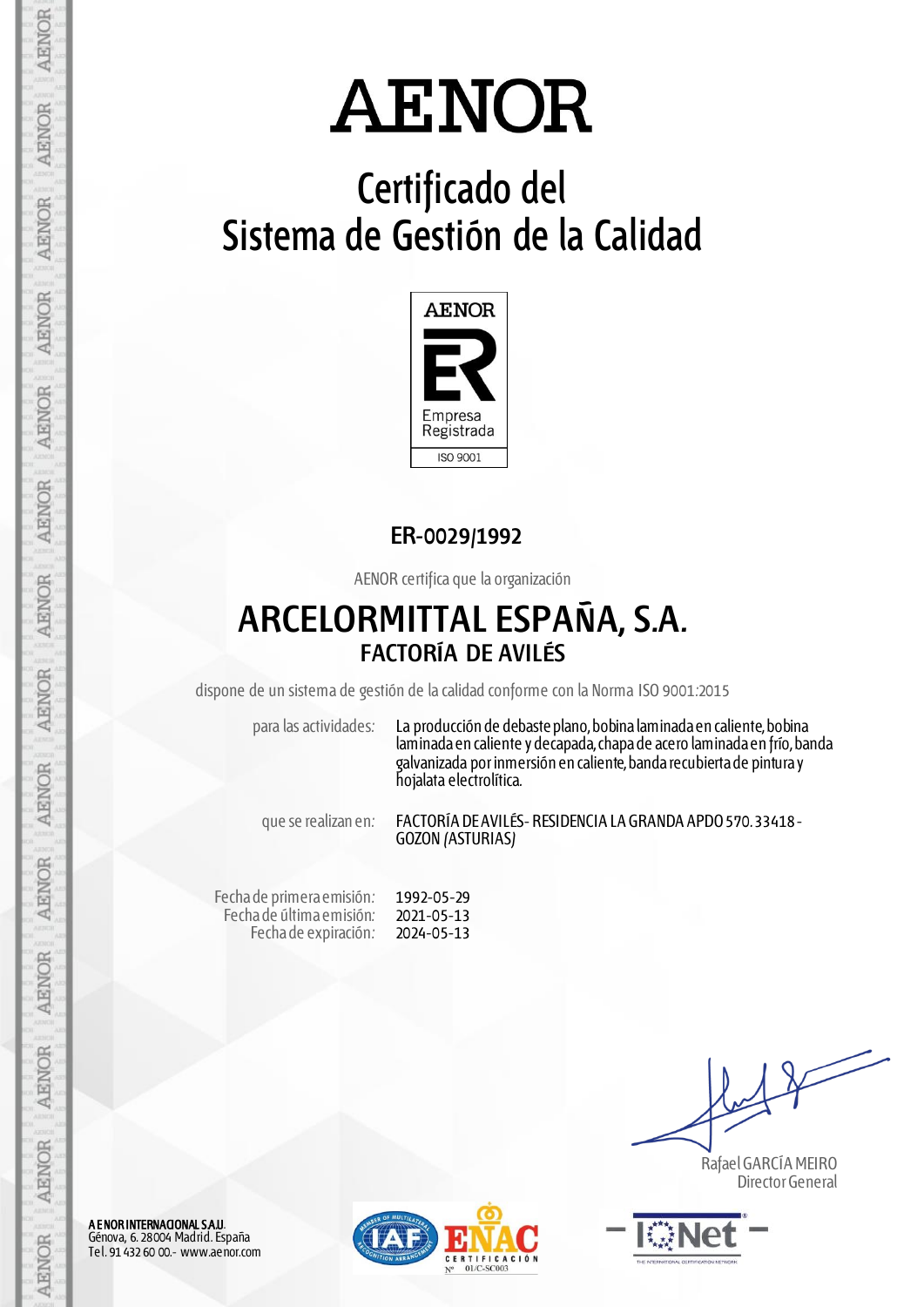# AENOR

## Certificado del Sistema de Gestión de la Calidad

AENOR

Empresa Registrada

ISO 9001

**ER-0029/1992**

AENOR certifica que la organización

## ARCELORMITTAL ESPAÑA, S.A.

### FACTORÍA DE AVILÉS

dispone de un sistema de gestión de la calidad conforme con la Norma ISO 9001:2015

| | |
|---|---|
| para las actividades: | La producción de desbaste plano, bobina laminada en caliente, bobina laminada en caliente y decapada, chapa de acero laminada en frío, banda galvanizada por inmersión en caliente, banda recubierta de pintura y hojalata electrolítica. |
| que se realizan en: | FACTORÍA DE AVILÉS - RESIDENCIA LA GRANDA APDO 570. 33418 - GOZON (ASTURIAS) |

| | |
|---|---|
| Fecha de primera emisión: | 1992-05-29 |
| Fecha de última emisión: | 2021-05-13 |
| Fecha de expiración: | 2024-05-13 |

Rafael GARCÍA MEIRO
Director General

**AENOR INTERNACIONAL S.A.U.**
Génova, 6. 28004 Madrid. España
Tel. 91 432 60 00.- www.aenor.com

ENAC CERTIFICACIÓN Nº 01/C-SC003

IQNet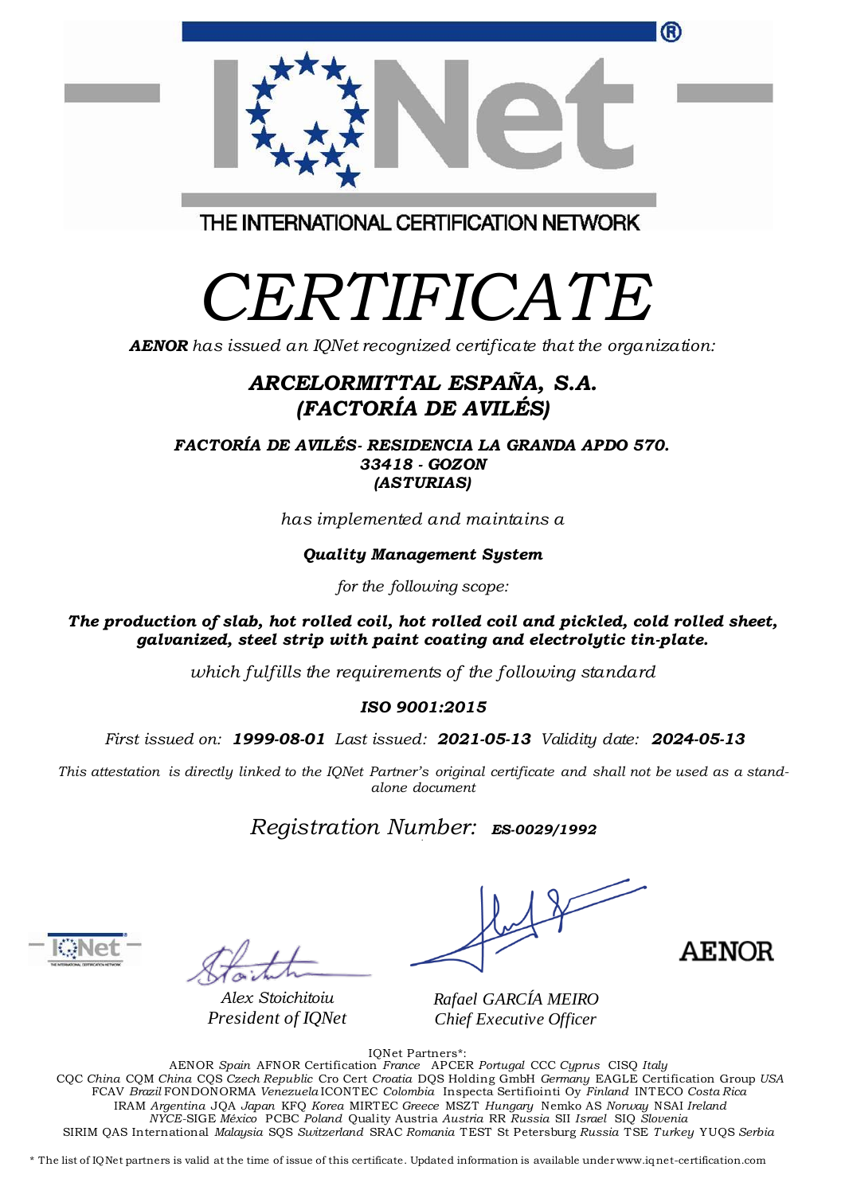THE INTERNATIONAL CERTIFICATION NETWORK

# CERTIFICATE

***AENOR*** *has issued an IQNet recognized certificate that the organization:*

## *ARCELORMITTAL ESPAÑA, S.A.*
## *(FACTORÍA DE AVILÉS)*

***FACTORÍA DE AVILÉS- RESIDENCIA LA GRANDA APDO 570.***
***33418 - GOZON***
***(ASTURIAS)***

*has implemented and maintains a*

***Quality Management System***

*for the following scope:*

***The production of slab, hot rolled coil, hot rolled coil and pickled, cold rolled sheet, galvanized, steel strip with paint coating and electrolytic tin-plate.***

*which fulfills the requirements of the following standard*

***ISO 9001:2015***

*First issued on:* ***1999-08-01*** *Last issued:* ***2021-05-13*** *Validity date:* ***2024-05-13***

*This attestation is directly linked to the IQNet Partner's original certificate and shall not be used as a stand-alone document*

*Registration Number:* ***ES-0029/1992***

*Alex Stoichitoiu*
*President of IQNet*

*Rafael GARCÍA MEIRO*
*Chief Executive Officer*

AENOR

IQNet Partners*:
AENOR *Spain* AFNOR Certification *France* APCER *Portugal* CCC *Cyprus* CISQ *Italy*
CQC *China* CQM *China* CQS *Czech Republic* Cro Cert *Croatia* DQS Holding GmbH *Germany* EAGLE Certification Group *USA*
FCAV *Brazil* FONDONORMA *Venezuela* ICONTEC *Colombia* Inspecta Sertifiointi Oy *Finland* INTECO *Costa Rica*
IRAM *Argentina* JQA *Japan* KFQ *Korea* MIRTEC *Greece* MSZT *Hungary* Nemko AS *Norway* NSAI *Ireland*
*NYCE*-SIGE *México* PCBC *Poland* Quality Austria *Austria* RR *Russia* SII *Israel* SIQ *Slovenia*
SIRIM QAS International *Malaysia* SQS *Switzerland* SRAC *Romania* TEST St Petersburg *Russia* TSE *Turkey* YUQS *Serbia*

* The list of IQNet partners is valid at the time of issue of this certificate. Updated information is available under www.iqnet-certification.com